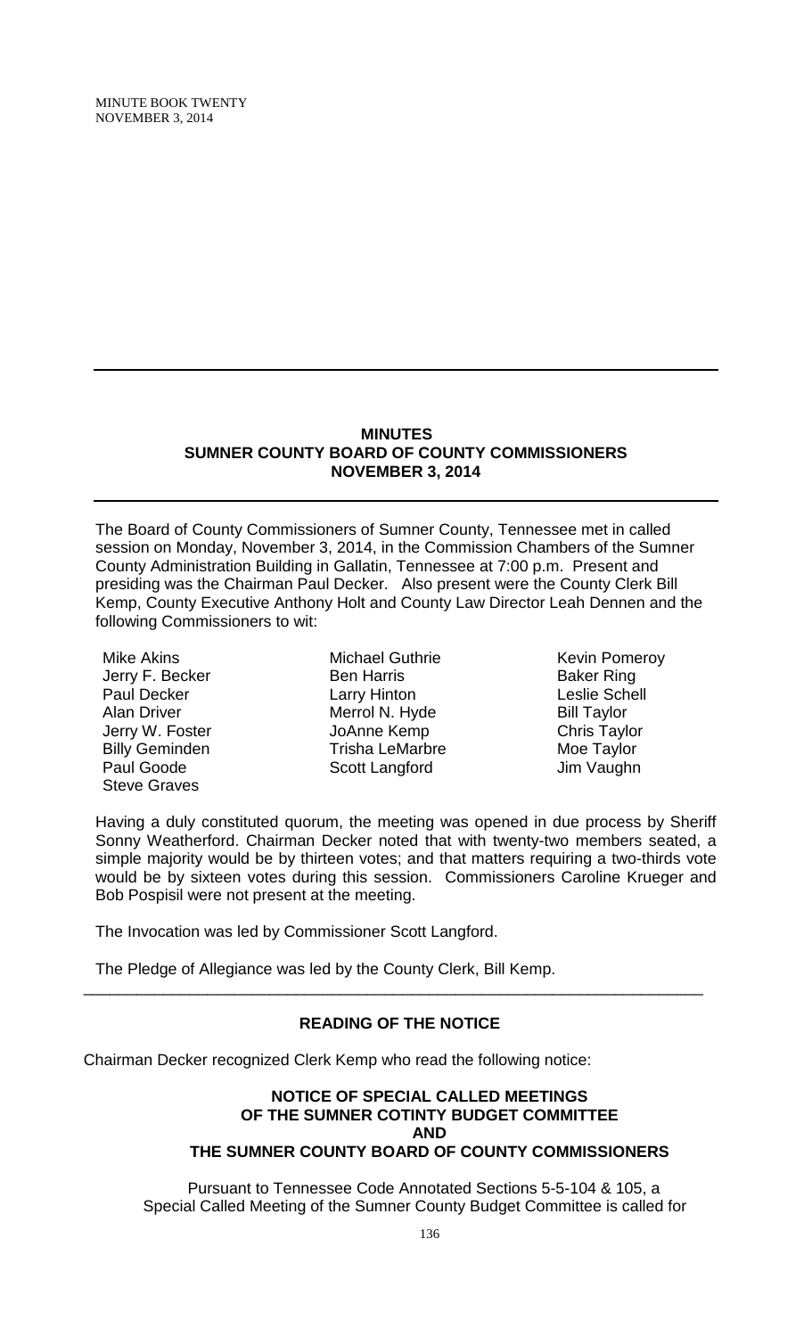## MINUTES
## SUMNER COUNTY BOARD OF COUNTY COMMISSIONERS
## NOVEMBER 3, 2014

The Board of County Commissioners of Sumner County, Tennessee met in called session on Monday, November 3, 2014, in the Commission Chambers of the Sumner County Administration Building in Gallatin, Tennessee at 7:00 p.m. Present and presiding was the Chairman Paul Decker. Also present were the County Clerk Bill Kemp, County Executive Anthony Holt and County Law Director Leah Dennen and the following Commissioners to wit:

Mike Akins
Jerry F. Becker
Paul Decker
Alan Driver
Jerry W. Foster
Billy Geminden
Paul Goode
Steve Graves
Michael Guthrie
Ben Harris
Larry Hinton
Merrol N. Hyde
JoAnne Kemp
Trisha LeMarbre
Scott Langford
Kevin Pomeroy
Baker Ring
Leslie Schell
Bill Taylor
Chris Taylor
Moe Taylor
Jim Vaughn

Having a duly constituted quorum, the meeting was opened in due process by Sheriff Sonny Weatherford. Chairman Decker noted that with twenty-two members seated, a simple majority would be by thirteen votes; and that matters requiring a two-thirds vote would be by sixteen votes during this session. Commissioners Caroline Krueger and Bob Pospisil were not present at the meeting.

The Invocation was led by Commissioner Scott Langford.

The Pledge of Allegiance was led by the County Clerk, Bill Kemp.

---

### READING OF THE NOTICE

Chairman Decker recognized Clerk Kemp who read the following notice:

**NOTICE OF SPECIAL CALLED MEETINGS**
**OF THE SUMNER COTINTY BUDGET COMMITTEE**
**AND**
**THE SUMNER COUNTY BOARD OF COUNTY COMMISSIONERS**

Pursuant to Tennessee Code Annotated Sections 5-5-104 & 105, a Special Called Meeting of the Sumner County Budget Committee is called for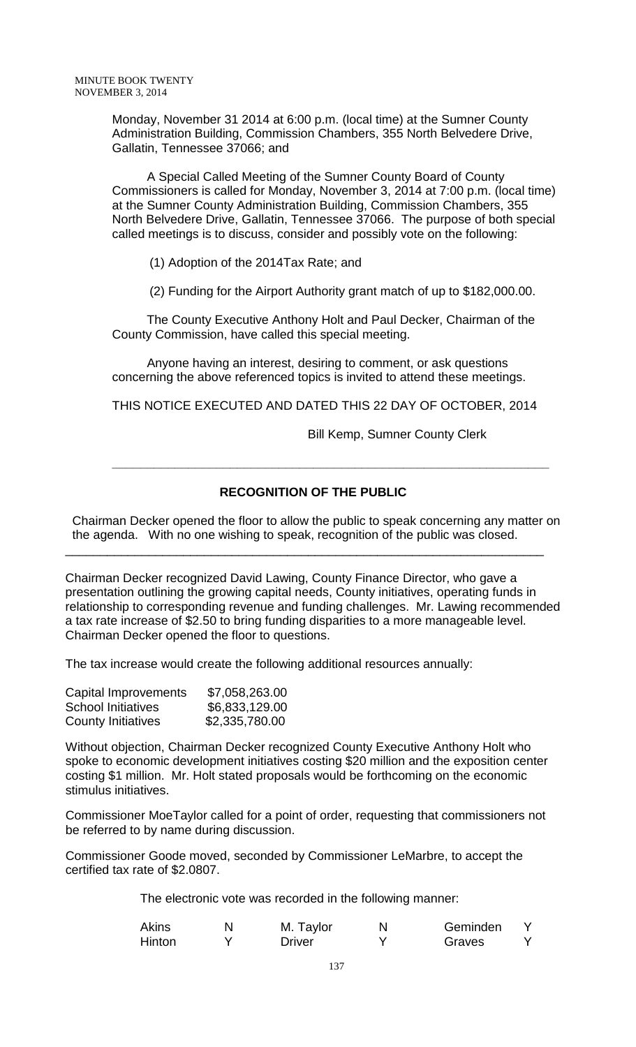Monday, November 31 2014 at 6:00 p.m. (local time) at the Sumner County Administration Building, Commission Chambers, 355 North Belvedere Drive, Gallatin, Tennessee 37066; and

A Special Called Meeting of the Sumner County Board of County Commissioners is called for Monday, November 3, 2014 at 7:00 p.m. (local time) at the Sumner County Administration Building, Commission Chambers, 355 North Belvedere Drive, Gallatin, Tennessee 37066. The purpose of both special called meetings is to discuss, consider and possibly vote on the following:

(1) Adoption of the 2014Tax Rate; and

(2) Funding for the Airport Authority grant match of up to $182,000.00.

The County Executive Anthony Holt and Paul Decker, Chairman of the County Commission, have called this special meeting.

Anyone having an interest, desiring to comment, or ask questions concerning the above referenced topics is invited to attend these meetings.

THIS NOTICE EXECUTED AND DATED THIS 22 DAY OF OCTOBER, 2014

Bill Kemp, Sumner County Clerk

---

**RECOGNITION OF THE PUBLIC**

Chairman Decker opened the floor to allow the public to speak concerning any matter on the agenda. With no one wishing to speak, recognition of the public was closed.

---

Chairman Decker recognized David Lawing, County Finance Director, who gave a presentation outlining the growing capital needs, County initiatives, operating funds in relationship to corresponding revenue and funding challenges. Mr. Lawing recommended a tax rate increase of $2.50 to bring funding disparities to a more manageable level. Chairman Decker opened the floor to questions.

The tax increase would create the following additional resources annually:

| | |
|---|---|
| Capital Improvements | $7,058,263.00 |
| School Initiatives | $6,833,129.00 |
| County Initiatives | $2,335,780.00 |

Without objection, Chairman Decker recognized County Executive Anthony Holt who spoke to economic development initiatives costing $20 million and the exposition center costing $1 million. Mr. Holt stated proposals would be forthcoming on the economic stimulus initiatives.

Commissioner MoeTaylor called for a point of order, requesting that commissioners not be referred to by name during discussion.

Commissioner Goode moved, seconded by Commissioner LeMarbre, to accept the certified tax rate of $2.0807.

The electronic vote was recorded in the following manner:

| | | | | | |
|---|---|---|---|---|---|
| Akins | N | M. Taylor | N | Geminden | Y |
| Hinton | Y | Driver | Y | Graves | Y |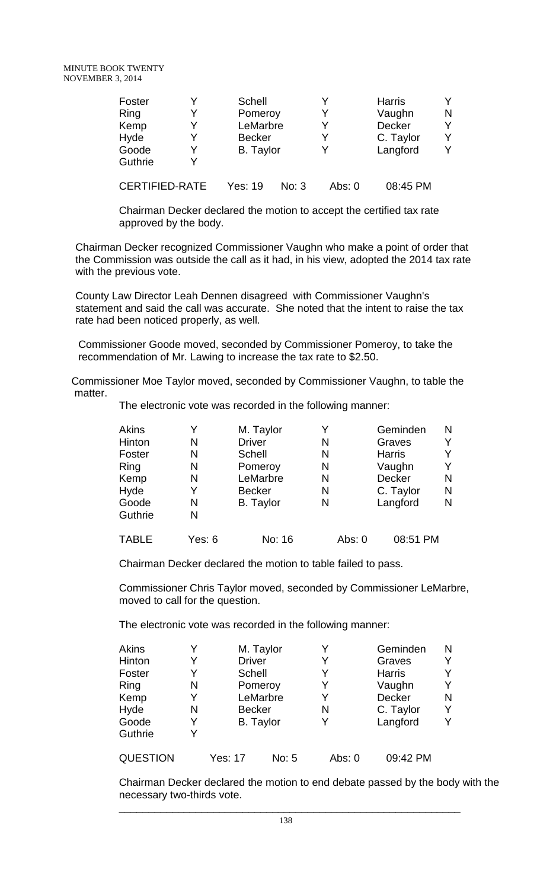| Foster | Y | Schell | Y | Harris | Y |
|---|---|---|---|---|---|
| Ring | Y | Pomeroy | Y | Vaughn | N |
| Kemp | Y | LeMarbre | Y | Decker | Y |
| Hyde | Y | Becker | Y | C. Taylor | Y |
| Goode | Y | B. Taylor | Y | Langford | Y |
| Guthrie | Y | | | | |

CERTIFIED-RATE Yes: 19 No: 3 Abs: 0 08:45 PM

Chairman Decker declared the motion to accept the certified tax rate approved by the body.

Chairman Decker recognized Commissioner Vaughn who make a point of order that the Commission was outside the call as it had, in his view, adopted the 2014 tax rate with the previous vote.

County Law Director Leah Dennen disagreed with Commissioner Vaughn's statement and said the call was accurate. She noted that the intent to raise the tax rate had been noticed properly, as well.

Commissioner Goode moved, seconded by Commissioner Pomeroy, to take the recommendation of Mr. Lawing to increase the tax rate to $2.50.

Commissioner Moe Taylor moved, seconded by Commissioner Vaughn, to table the matter.

The electronic vote was recorded in the following manner:

| Akins | Y | M. Taylor | Y | Geminden | N |
|---|---|---|---|---|---|
| Hinton | N | Driver | N | Graves | Y |
| Foster | N | Schell | N | Harris | Y |
| Ring | N | Pomeroy | N | Vaughn | Y |
| Kemp | N | LeMarbre | N | Decker | N |
| Hyde | Y | Becker | N | C. Taylor | N |
| Goode | N | B. Taylor | N | Langford | N |
| Guthrie | N | | | | |

TABLE Yes: 6 No: 16 Abs: 0 08:51 PM

Chairman Decker declared the motion to table failed to pass.

Commissioner Chris Taylor moved, seconded by Commissioner LeMarbre, moved to call for the question.

The electronic vote was recorded in the following manner:

| Akins | Y | M. Taylor | Y | Geminden | N |
|---|---|---|---|---|---|
| Hinton | Y | Driver | Y | Graves | Y |
| Foster | Y | Schell | Y | Harris | Y |
| Ring | N | Pomeroy | Y | Vaughn | Y |
| Kemp | Y | LeMarbre | Y | Decker | N |
| Hyde | N | Becker | N | C. Taylor | Y |
| Goode | Y | B. Taylor | Y | Langford | Y |
| Guthrie | Y | | | | |

QUESTION Yes: 17 No: 5 Abs: 0 09:42 PM

Chairman Decker declared the motion to end debate passed by the body with the necessary two-thirds vote.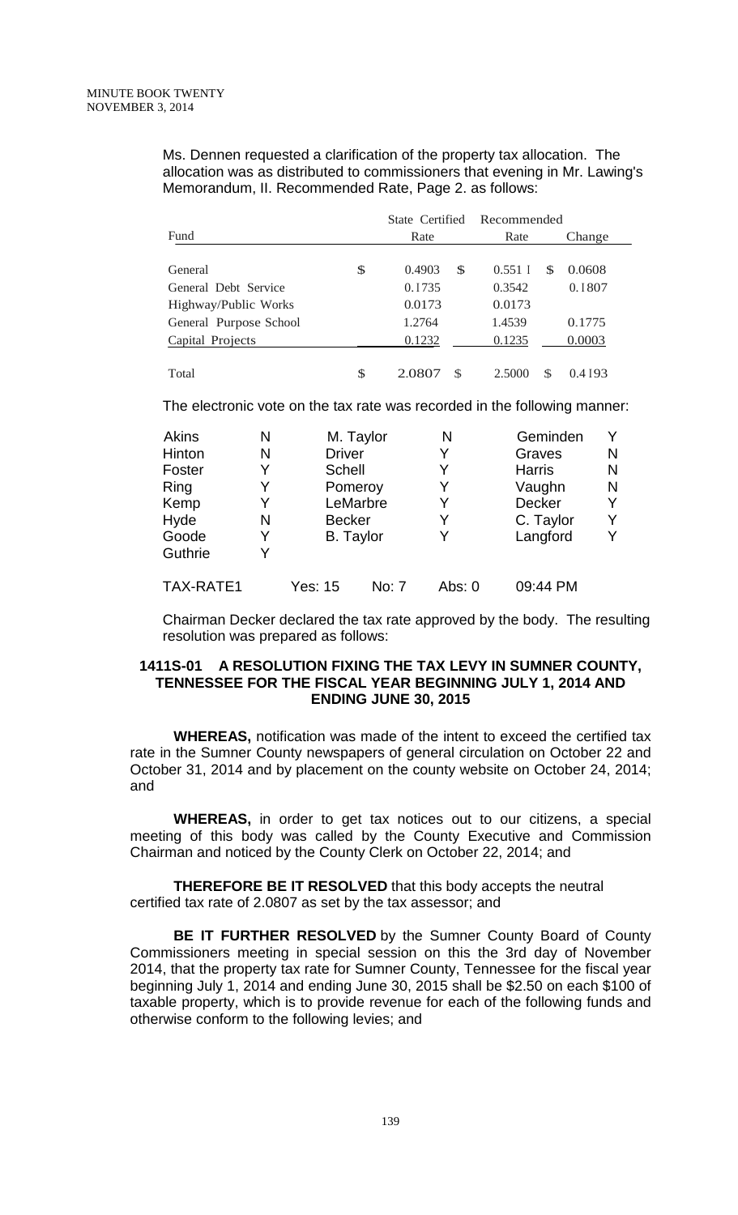Ms. Dennen requested a clarification of the property tax allocation. The allocation was as distributed to commissioners that evening in Mr. Lawing's Memorandum, II. Recommended Rate, Page 2. as follows:

| Fund | | State Certified Rate | | Recommended Rate | | Change |
|---|---|---|---|---|---|---|
| General | $ | 0.4903 | $ | 0.5511 | $ | 0.0608 |
| General Debt Service | | 0.1735 | | 0.3542 | | 0.1807 |
| Highway/Public Works | | 0.0173 | | 0.0173 | | |
| General Purpose School | | 1.2764 | | 1.4539 | | 0.1775 |
| Capital Projects | | 0.1232 | | 0.1235 | | 0.0003 |
| Total | $ | 2.0807 | $ | 2.5000 | $ | 0.4193 |

The electronic vote on the tax rate was recorded in the following manner:

| | | | | | |
|---|---|---|---|---|---|
| Akins | N | M. Taylor | N | Geminden | Y |
| Hinton | N | Driver | Y | Graves | N |
| Foster | Y | Schell | Y | Harris | N |
| Ring | Y | Pomeroy | Y | Vaughn | N |
| Kemp | Y | LeMarbre | Y | Decker | Y |
| Hyde | N | Becker | Y | C. Taylor | Y |
| Goode | Y | B. Taylor | Y | Langford | Y |
| Guthrie | Y | | | | |

TAX-RATE1 Yes: 15 No: 7 Abs: 0 09:44 PM

Chairman Decker declared the tax rate approved by the body. The resulting resolution was prepared as follows:

### 1411S-01 A RESOLUTION FIXING THE TAX LEVY IN SUMNER COUNTY, TENNESSEE FOR THE FISCAL YEAR BEGINNING JULY 1, 2014 AND ENDING JUNE 30, 2015

**WHEREAS,** notification was made of the intent to exceed the certified tax rate in the Sumner County newspapers of general circulation on October 22 and October 31, 2014 and by placement on the county website on October 24, 2014; and

**WHEREAS,** in order to get tax notices out to our citizens, a special meeting of this body was called by the County Executive and Commission Chairman and noticed by the County Clerk on October 22, 2014; and

**THEREFORE BE IT RESOLVED** that this body accepts the neutral certified tax rate of 2.0807 as set by the tax assessor; and

**BE IT FURTHER RESOLVED** by the Sumner County Board of County Commissioners meeting in special session on this the 3rd day of November 2014, that the property tax rate for Sumner County, Tennessee for the fiscal year beginning July 1, 2014 and ending June 30, 2015 shall be $2.50 on each $100 of taxable property, which is to provide revenue for each of the following funds and otherwise conform to the following levies; and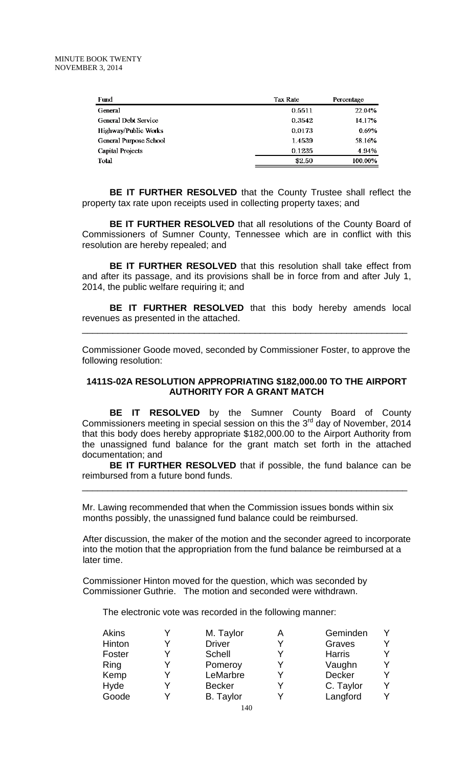| Fund | Tax Rate | Percentage |
|---|---|---|
| General | 0.5511 | 22.04% |
| General Debt Service | 0.3542 | 14.17% |
| Highway/Public Works | 0.0173 | 0.69% |
| General Purpose School | 1.4539 | 58.16% |
| Capital Projects | 0.1235 | 4.94% |
| Total | $2.50 | 100.00% |

**BE IT FURTHER RESOLVED** that the County Trustee shall reflect the property tax rate upon receipts used in collecting property taxes; and

**BE IT FURTHER RESOLVED** that all resolutions of the County Board of Commissioners of Sumner County, Tennessee which are in conflict with this resolution are hereby repealed; and

**BE IT FURTHER RESOLVED** that this resolution shall take effect from and after its passage, and its provisions shall be in force from and after July 1, 2014, the public welfare requiring it; and

**BE IT FURTHER RESOLVED** that this body hereby amends local revenues as presented in the attached.

---

Commissioner Goode moved, seconded by Commissioner Foster, to approve the following resolution:

**1411S-02A RESOLUTION APPROPRIATING $182,000.00 TO THE AIRPORT AUTHORITY FOR A GRANT MATCH**

**BE IT RESOLVED** by the Sumner County Board of County Commissioners meeting in special session on this the 3rd day of November, 2014 that this body does hereby appropriate $182,000.00 to the Airport Authority from the unassigned fund balance for the grant match set forth in the attached documentation; and

**BE IT FURTHER RESOLVED** that if possible, the fund balance can be reimbursed from a future bond funds.

---

Mr. Lawing recommended that when the Commission issues bonds within six months possibly, the unassigned fund balance could be reimbursed.

After discussion, the maker of the motion and the seconder agreed to incorporate into the motion that the appropriation from the fund balance be reimbursed at a later time.

Commissioner Hinton moved for the question, which was seconded by Commissioner Guthrie. The motion and seconded were withdrawn.

The electronic vote was recorded in the following manner:

| | | | | | |
|---|---|---|---|---|---|
| Akins | Y | M. Taylor | A | Geminden | Y |
| Hinton | Y | Driver | Y | Graves | Y |
| Foster | Y | Schell | Y | Harris | Y |
| Ring | Y | Pomeroy | Y | Vaughn | Y |
| Kemp | Y | LeMarbre | Y | Decker | Y |
| Hyde | Y | Becker | Y | C. Taylor | Y |
| Goode | Y | B. Taylor | Y | Langford | Y |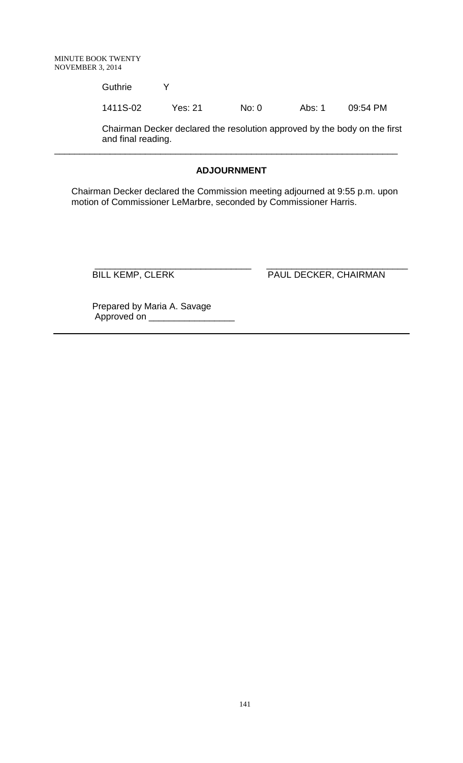Guthrie Y

| | | | | |
|---|---|---|---|---|
| 1411S-02 | Yes: 21 | No: 0 | Abs: 1 | 09:54 PM |

Chairman Decker declared the resolution approved by the body on the first and final reading.

---

## ADJOURNMENT

Chairman Decker declared the Commission meeting adjourned at 9:55 p.m. upon motion of Commissioner LeMarbre, seconded by Commissioner Harris.

______________________________ ______________________________

BILL KEMP, CLERK PAUL DECKER, CHAIRMAN

Prepared by Maria A. Savage
Approved on ________________